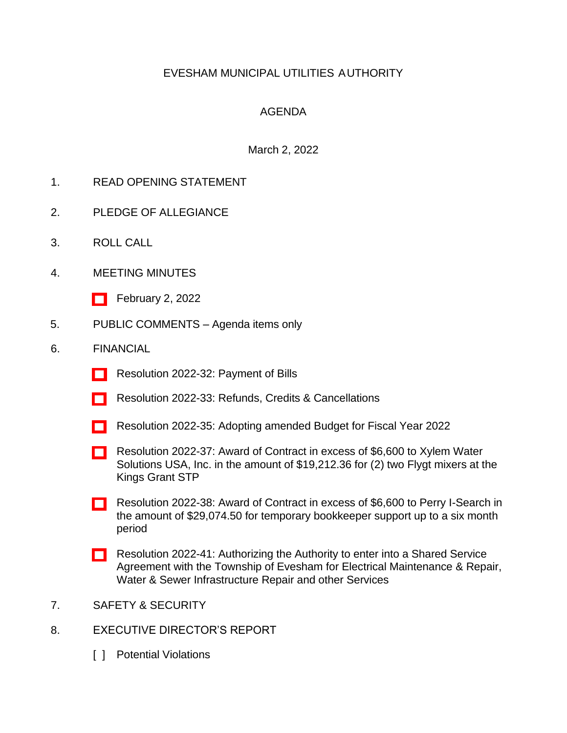# EVESHAM MUNICIPAL UTILITIES AUTHORITY

## AGENDA

March 2, 2022

1. READ OPENING STATEMENT

2. PLEDGE OF ALLEGIANCE

3. ROLL CALL

4. MEETING MINUTES

   - [ ] February 2, 2022

5. PUBLIC COMMENTS – Agenda items only

6. FINANCIAL

   - [ ] Resolution 2022-32: Payment of Bills
   - [ ] Resolution 2022-33: Refunds, Credits & Cancellations
   - [ ] Resolution 2022-35: Adopting amended Budget for Fiscal Year 2022
   - [ ] Resolution 2022-37: Award of Contract in excess of $6,600 to Xylem Water Solutions USA, Inc. in the amount of $19,212.36 for (2) two Flygt mixers at the Kings Grant STP
   - [ ] Resolution 2022-38: Award of Contract in excess of $6,600 to Perry I-Search in the amount of $29,074.50 for temporary bookkeeper support up to a six month period
   - [ ] Resolution 2022-41: Authorizing the Authority to enter into a Shared Service Agreement with the Township of Evesham for Electrical Maintenance & Repair, Water & Sewer Infrastructure Repair and other Services

7. SAFETY & SECURITY

8. EXECUTIVE DIRECTOR'S REPORT

   [ ] Potential Violations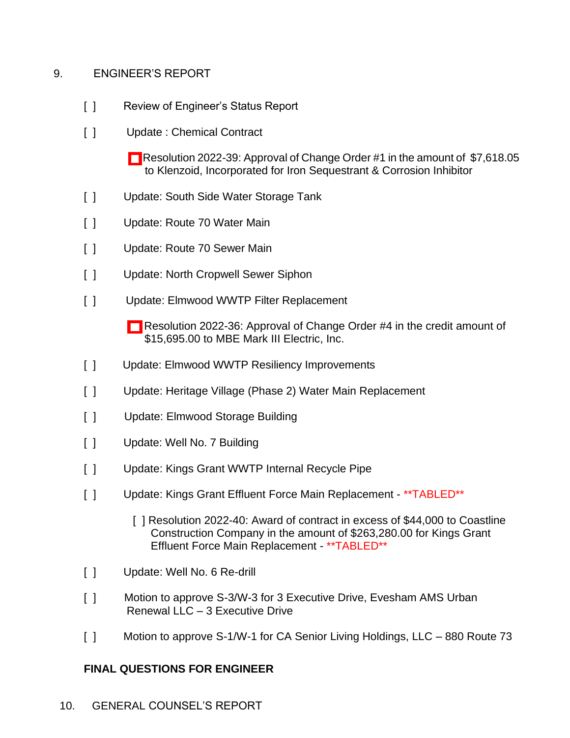9. ENGINEER'S REPORT

- [ ] Review of Engineer's Status Report
- [ ] Update : Chemical Contract
  - ☐ Resolution 2022-39: Approval of Change Order #1 in the amount of $7,618.05 to Klenzoid, Incorporated for Iron Sequestrant & Corrosion Inhibitor
- [ ] Update: South Side Water Storage Tank
- [ ] Update: Route 70 Water Main
- [ ] Update: Route 70 Sewer Main
- [ ] Update: North Cropwell Sewer Siphon
- [ ] Update: Elmwood WWTP Filter Replacement
  - ☐ Resolution 2022-36: Approval of Change Order #4 in the credit amount of $15,695.00 to MBE Mark III Electric, Inc.
- [ ] Update: Elmwood WWTP Resiliency Improvements
- [ ] Update: Heritage Village (Phase 2) Water Main Replacement
- [ ] Update: Elmwood Storage Building
- [ ] Update: Well No. 7 Building
- [ ] Update: Kings Grant WWTP Internal Recycle Pipe
- [ ] Update: Kings Grant Effluent Force Main Replacement - **TABLED**
  - [ ] Resolution 2022-40: Award of contract in excess of $44,000 to Coastline Construction Company in the amount of $263,280.00 for Kings Grant Effluent Force Main Replacement - **TABLED**
- [ ] Update: Well No. 6 Re-drill
- [ ] Motion to approve S-3/W-3 for 3 Executive Drive, Evesham AMS Urban Renewal LLC – 3 Executive Drive
- [ ] Motion to approve S-1/W-1 for CA Senior Living Holdings, LLC – 880 Route 73

**FINAL QUESTIONS FOR ENGINEER**

10. GENERAL COUNSEL'S REPORT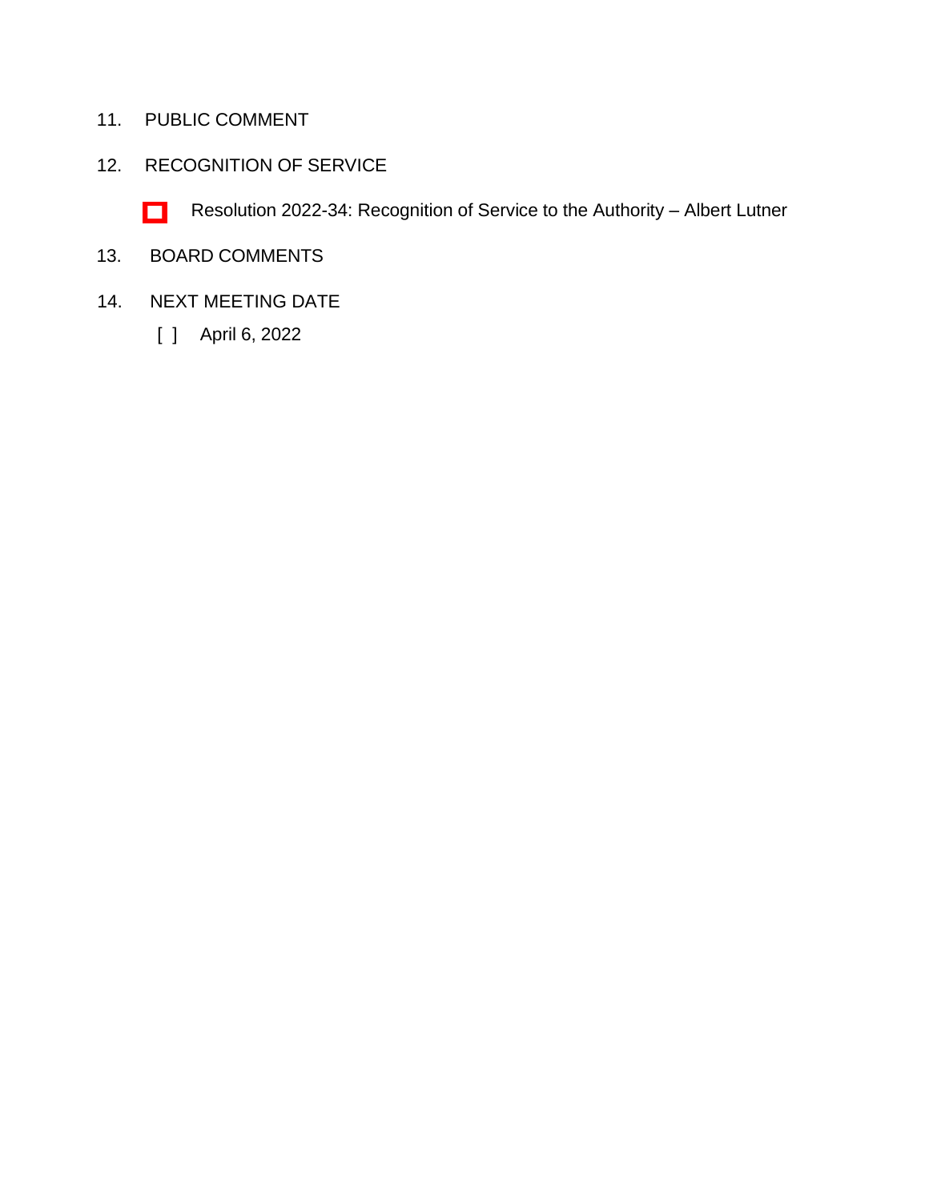11. PUBLIC COMMENT

12. RECOGNITION OF SERVICE

    - [ ] Resolution 2022-34: Recognition of Service to the Authority – Albert Lutner

13. BOARD COMMENTS

14. NEXT MEETING DATE

    [ ] April 6, 2022